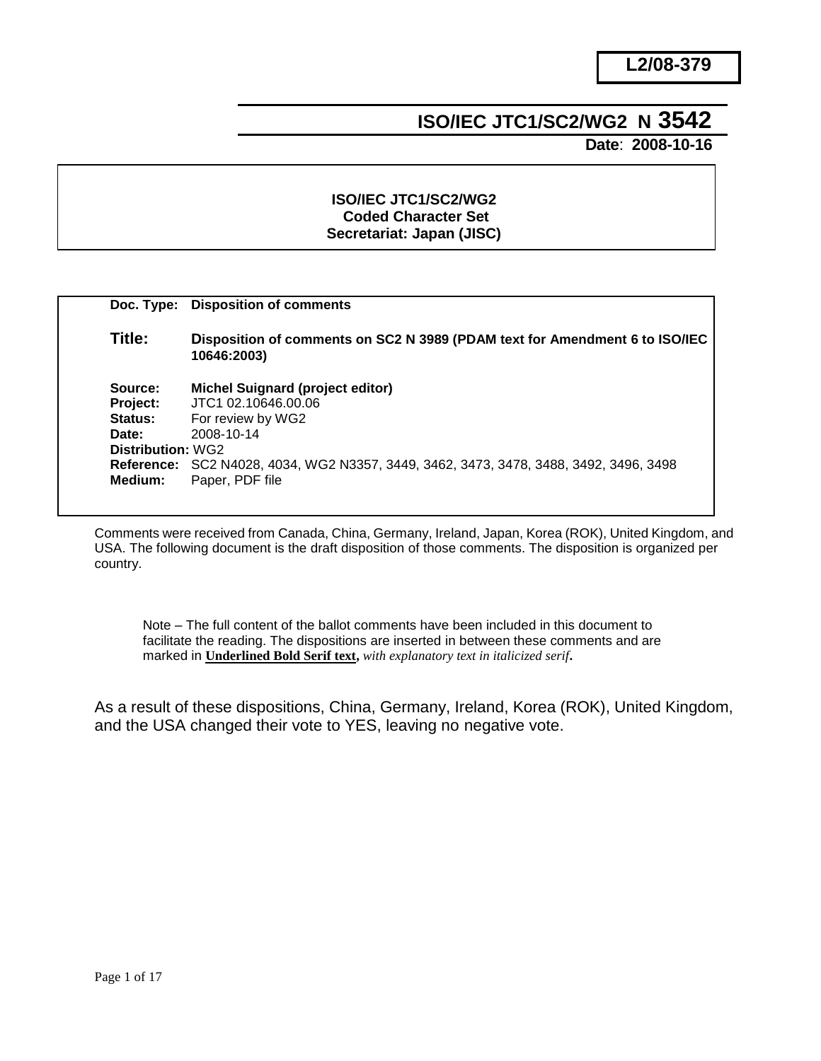**L2/08-379**

# ISO/IEC JTC1/SC2/WG2 N 3542

**Date**: **2008-10-16**

**ISO/IEC JTC1/SC2/WG2**
**Coded Character Set**
**Secretariat: Japan (JISC)**

| | |
|---|---|
| **Doc. Type:** | **Disposition of comments** |
| **Title:** | **Disposition of comments on SC2 N 3989 (PDAM text for Amendment 6 to ISO/IEC 10646:2003)** |
| **Source:** | **Michel Suignard (project editor)** |
| **Project:** | JTC1 02.10646.00.06 |
| **Status:** | For review by WG2 |
| **Date:** | 2008-10-14 |
| **Distribution:** | WG2 |
| **Reference:** | SC2 N4028, 4034, WG2 N3357, 3449, 3462, 3473, 3478, 3488, 3492, 3496, 3498 |
| **Medium:** | Paper, PDF file |

Comments were received from Canada, China, Germany, Ireland, Japan, Korea (ROK), United Kingdom, and USA. The following document is the draft disposition of those comments. The disposition is organized per country.

> Note – The full content of the ballot comments have been included in this document to facilitate the reading. The dispositions are inserted in between these comments and are marked in **Underlined Bold Serif text**, *with explanatory text in italicized serif*.

As a result of these dispositions, China, Germany, Ireland, Korea (ROK), United Kingdom, and the USA changed their vote to YES, leaving no negative vote.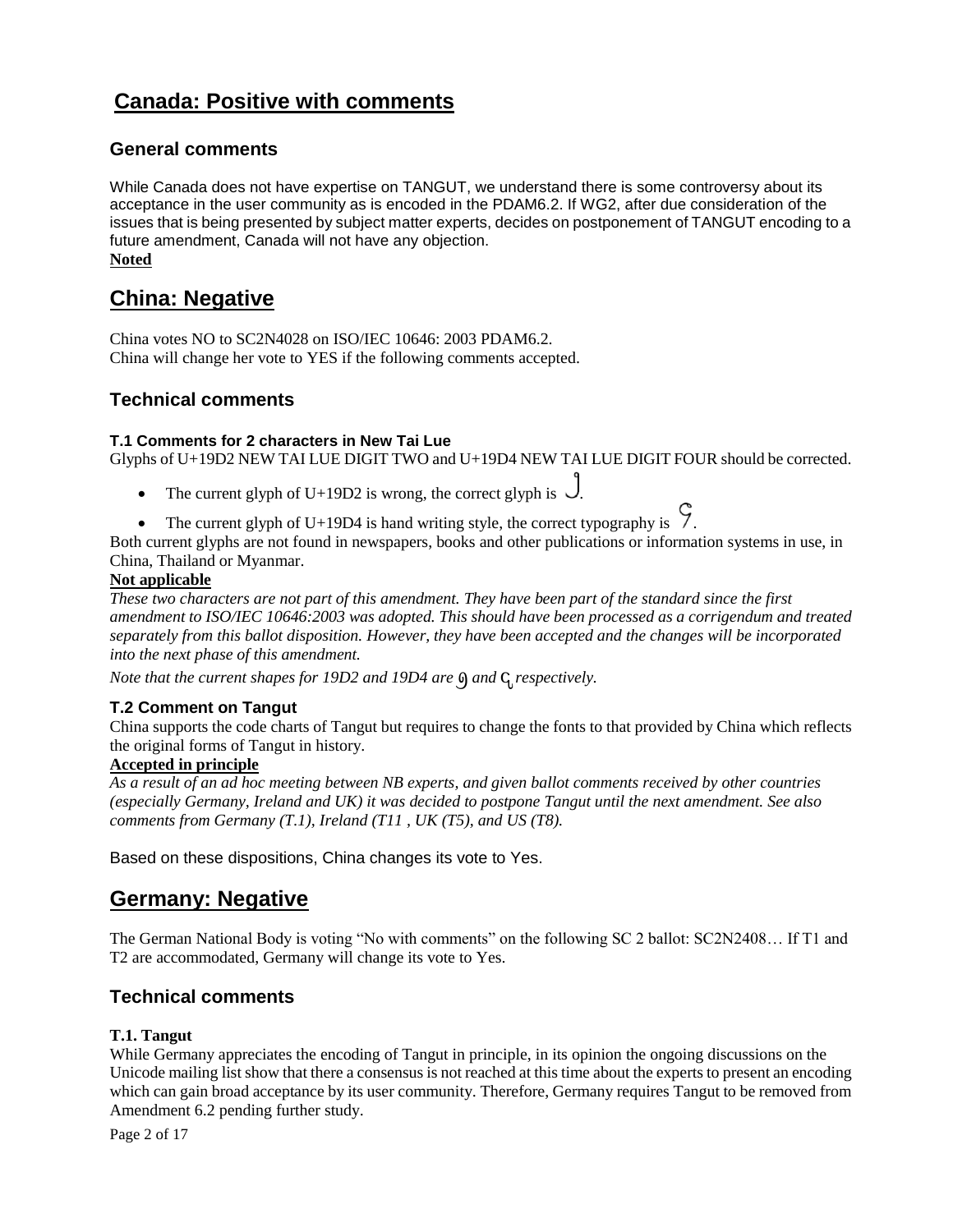## Canada: Positive with comments

### General comments

While Canada does not have expertise on TANGUT, we understand there is some controversy about its acceptance in the user community as is encoded in the PDAM6.2. If WG2, after due consideration of the issues that is being presented by subject matter experts, decides on postponement of TANGUT encoding to a future amendment, Canada will not have any objection.

**Noted**

## China: Negative

China votes NO to SC2N4028 on ISO/IEC 10646: 2003 PDAM6.2.
China will change her vote to YES if the following comments accepted.

### Technical comments

#### T.1 Comments for 2 characters in New Tai Lue

Glyphs of U+19D2 NEW TAI LUE DIGIT TWO and U+19D4 NEW TAI LUE DIGIT FOUR should be corrected.

- The current glyph of U+19D2 is wrong, the correct glyph is .
- The current glyph of U+19D4 is hand writing style, the correct typography is .

Both current glyphs are not found in newspapers, books and other publications or information systems in use, in China, Thailand or Myanmar.

**Not applicable**

*These two characters are not part of this amendment. They have been part of the standard since the first amendment to ISO/IEC 10646:2003 was adopted. This should have been processed as a corrigendum and treated separately from this ballot disposition. However, they have been accepted and the changes will be incorporated into the next phase of this amendment.*

*Note that the current shapes for 19D2 and 19D4 are  and  respectively.*

#### T.2 Comment on Tangut

China supports the code charts of Tangut but requires to change the fonts to that provided by China which reflects the original forms of Tangut in history.

**Accepted in principle**

*As a result of an ad hoc meeting between NB experts, and given ballot comments received by other countries (especially Germany, Ireland and UK) it was decided to postpone Tangut until the next amendment. See also comments from Germany (T.1), Ireland (T11 , UK (T5), and US (T8).*

Based on these dispositions, China changes its vote to Yes.

## Germany: Negative

The German National Body is voting "No with comments" on the following SC 2 ballot: SC2N2408… If T1 and T2 are accommodated, Germany will change its vote to Yes.

### Technical comments

#### T.1. Tangut

While Germany appreciates the encoding of Tangut in principle, in its opinion the ongoing discussions on the Unicode mailing list show that there a consensus is not reached at this time about the experts to present an encoding which can gain broad acceptance by its user community. Therefore, Germany requires Tangut to be removed from Amendment 6.2 pending further study.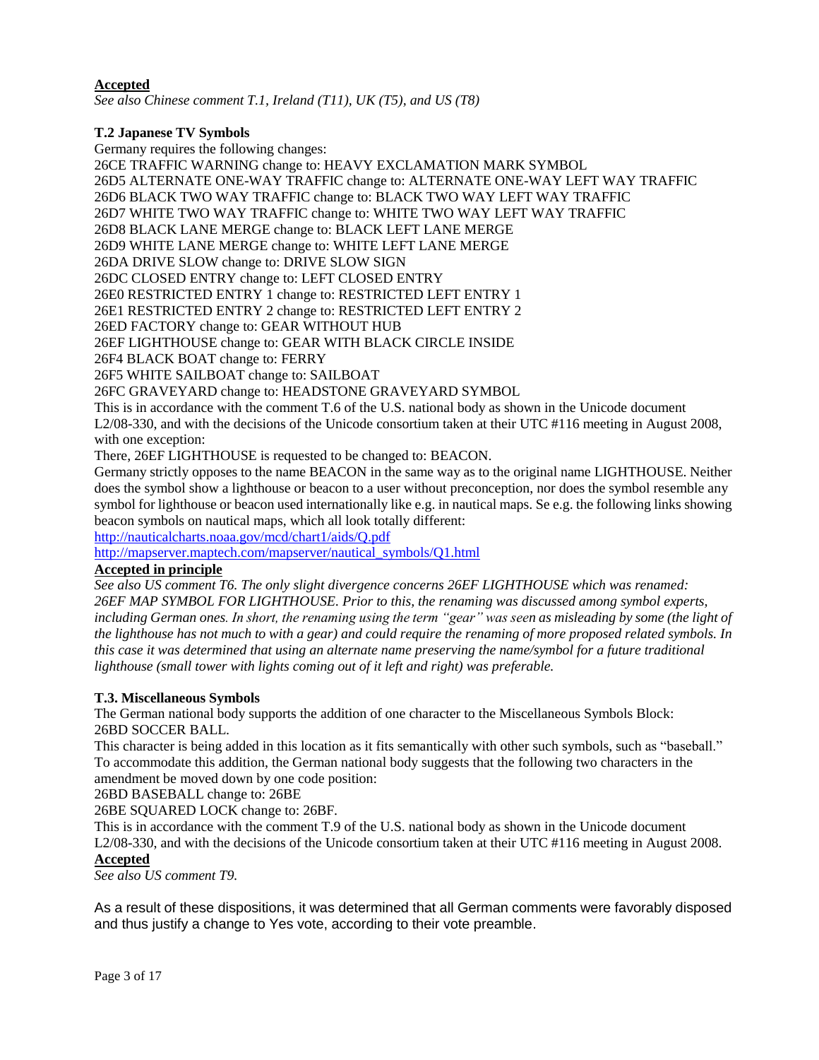**Accepted**

*See also Chinese comment T.1, Ireland (T11), UK (T5), and US (T8)*

**T.2 Japanese TV Symbols**

Germany requires the following changes:
26CE TRAFFIC WARNING change to: HEAVY EXCLAMATION MARK SYMBOL
26D5 ALTERNATE ONE-WAY TRAFFIC change to: ALTERNATE ONE-WAY LEFT WAY TRAFFIC
26D6 BLACK TWO WAY TRAFFIC change to: BLACK TWO WAY LEFT WAY TRAFFIC
26D7 WHITE TWO WAY TRAFFIC change to: WHITE TWO WAY LEFT WAY TRAFFIC
26D8 BLACK LANE MERGE change to: BLACK LEFT LANE MERGE
26D9 WHITE LANE MERGE change to: WHITE LEFT LANE MERGE
26DA DRIVE SLOW change to: DRIVE SLOW SIGN
26DC CLOSED ENTRY change to: LEFT CLOSED ENTRY
26E0 RESTRICTED ENTRY 1 change to: RESTRICTED LEFT ENTRY 1
26E1 RESTRICTED ENTRY 2 change to: RESTRICTED LEFT ENTRY 2
26ED FACTORY change to: GEAR WITHOUT HUB
26EF LIGHTHOUSE change to: GEAR WITH BLACK CIRCLE INSIDE
26F4 BLACK BOAT change to: FERRY
26F5 WHITE SAILBOAT change to: SAILBOAT
26FC GRAVEYARD change to: HEADSTONE GRAVEYARD SYMBOL
This is in accordance with the comment T.6 of the U.S. national body as shown in the Unicode document L2/08-330, and with the decisions of the Unicode consortium taken at their UTC #116 meeting in August 2008, with one exception:
There, 26EF LIGHTHOUSE is requested to be changed to: BEACON.
Germany strictly opposes to the name BEACON in the same way as to the original name LIGHTHOUSE. Neither does the symbol show a lighthouse or beacon to a user without preconception, nor does the symbol resemble any symbol for lighthouse or beacon used internationally like e.g. in nautical maps. Se e.g. the following links showing beacon symbols on nautical maps, which all look totally different:
http://nauticalcharts.noaa.gov/mcd/chart1/aids/Q.pdf
http://mapserver.maptech.com/mapserver/nautical_symbols/Q1.html

**Accepted in principle**

*See also US comment T6. The only slight divergence concerns 26EF LIGHTHOUSE which was renamed: 26EF MAP SYMBOL FOR LIGHTHOUSE. Prior to this, the renaming was discussed among symbol experts, including German ones. In short, the renaming using the term "gear" was seen as misleading by some (the light of the lighthouse has not much to with a gear) and could require the renaming of more proposed related symbols. In this case it was determined that using an alternate name preserving the name/symbol for a future traditional lighthouse (small tower with lights coming out of it left and right) was preferable.*

**T.3. Miscellaneous Symbols**

The German national body supports the addition of one character to the Miscellaneous Symbols Block:
26BD SOCCER BALL.
This character is being added in this location as it fits semantically with other such symbols, such as "baseball." To accommodate this addition, the German national body suggests that the following two characters in the amendment be moved down by one code position:
26BD BASEBALL change to: 26BE
26BE SQUARED LOCK change to: 26BF.
This is in accordance with the comment T.9 of the U.S. national body as shown in the Unicode document L2/08-330, and with the decisions of the Unicode consortium taken at their UTC #116 meeting in August 2008.

**Accepted**

*See also US comment T9.*

As a result of these dispositions, it was determined that all German comments were favorably disposed and thus justify a change to Yes vote, according to their vote preamble.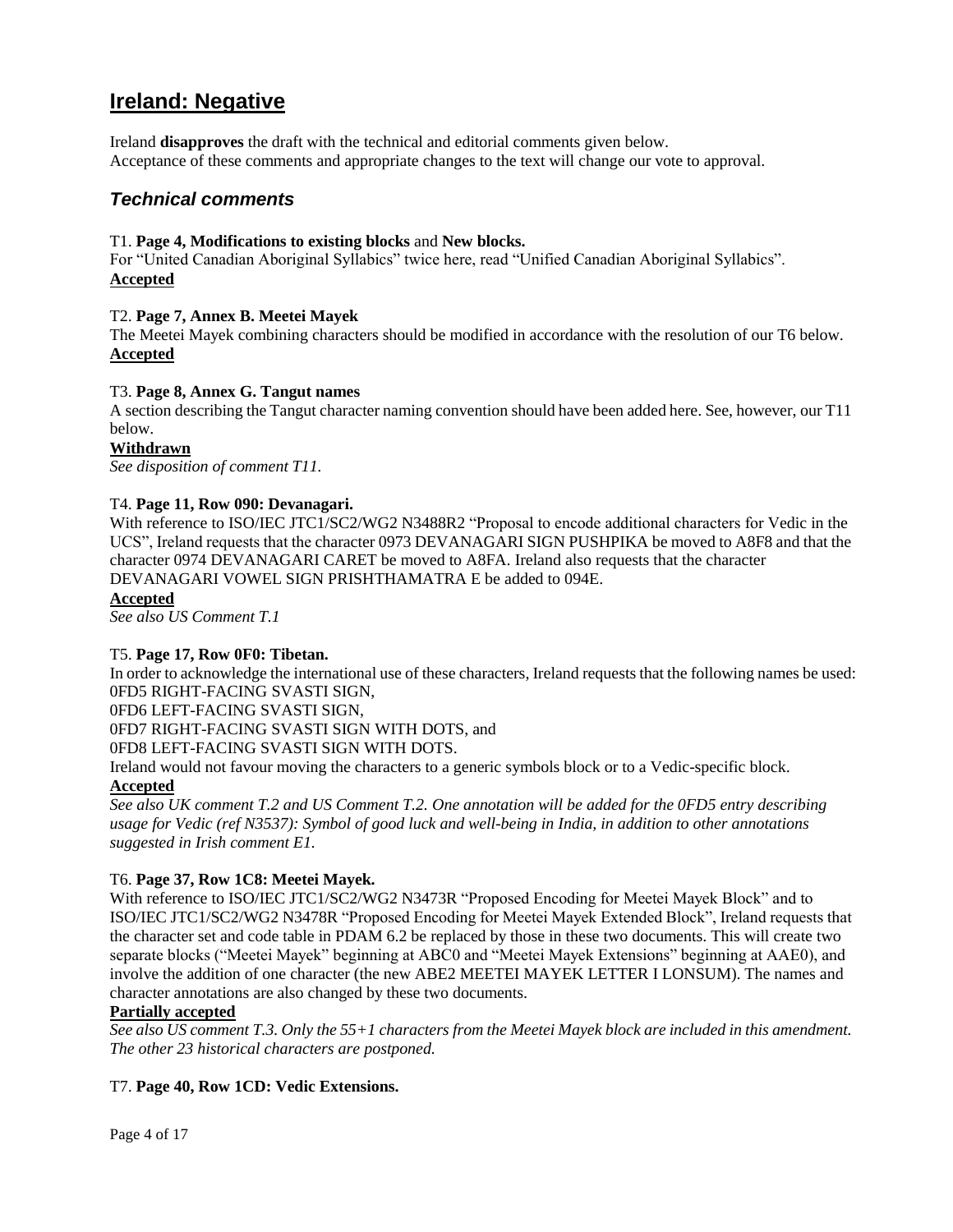# Ireland: Negative

Ireland **disapproves** the draft with the technical and editorial comments given below.
Acceptance of these comments and appropriate changes to the text will change our vote to approval.

## *Technical comments*

T1. **Page 4, Modifications to existing blocks** and **New blocks.**
For "United Canadian Aboriginal Syllabics" twice here, read "Unified Canadian Aboriginal Syllabics".
**Accepted**

T2. **Page 7, Annex B. Meetei Mayek**
The Meetei Mayek combining characters should be modified in accordance with the resolution of our T6 below.
**Accepted**

T3. **Page 8, Annex G. Tangut names**
A section describing the Tangut character naming convention should have been added here. See, however, our T11 below.
**Withdrawn**
*See disposition of comment T11.*

T4. **Page 11, Row 090: Devanagari.**
With reference to ISO/IEC JTC1/SC2/WG2 N3488R2 "Proposal to encode additional characters for Vedic in the UCS", Ireland requests that the character 0973 DEVANAGARI SIGN PUSHPIKA be moved to A8F8 and that the character 0974 DEVANAGARI CARET be moved to A8FA. Ireland also requests that the character DEVANAGARI VOWEL SIGN PRISHTHAMATRA E be added to 094E.
**Accepted**
*See also US Comment T.1*

T5. **Page 17, Row 0F0: Tibetan.**
In order to acknowledge the international use of these characters, Ireland requests that the following names be used:
0FD5 RIGHT-FACING SVASTI SIGN,
0FD6 LEFT-FACING SVASTI SIGN,
0FD7 RIGHT-FACING SVASTI SIGN WITH DOTS, and
0FD8 LEFT-FACING SVASTI SIGN WITH DOTS.
Ireland would not favour moving the characters to a generic symbols block or to a Vedic-specific block.
**Accepted**
*See also UK comment T.2 and US Comment T.2. One annotation will be added for the 0FD5 entry describing usage for Vedic (ref N3537): Symbol of good luck and well-being in India, in addition to other annotations suggested in Irish comment E1.*

T6. **Page 37, Row 1C8: Meetei Mayek.**
With reference to ISO/IEC JTC1/SC2/WG2 N3473R "Proposed Encoding for Meetei Mayek Block" and to ISO/IEC JTC1/SC2/WG2 N3478R "Proposed Encoding for Meetei Mayek Extended Block", Ireland requests that the character set and code table in PDAM 6.2 be replaced by those in these two documents. This will create two separate blocks ("Meetei Mayek" beginning at ABC0 and "Meetei Mayek Extensions" beginning at AAE0), and involve the addition of one character (the new ABE2 MEETEI MAYEK LETTER I LONSUM). The names and character annotations are also changed by these two documents.
**Partially accepted**
*See also US comment T.3. Only the 55+1 characters from the Meetei Mayek block are included in this amendment. The other 23 historical characters are postponed.*

T7. **Page 40, Row 1CD: Vedic Extensions.**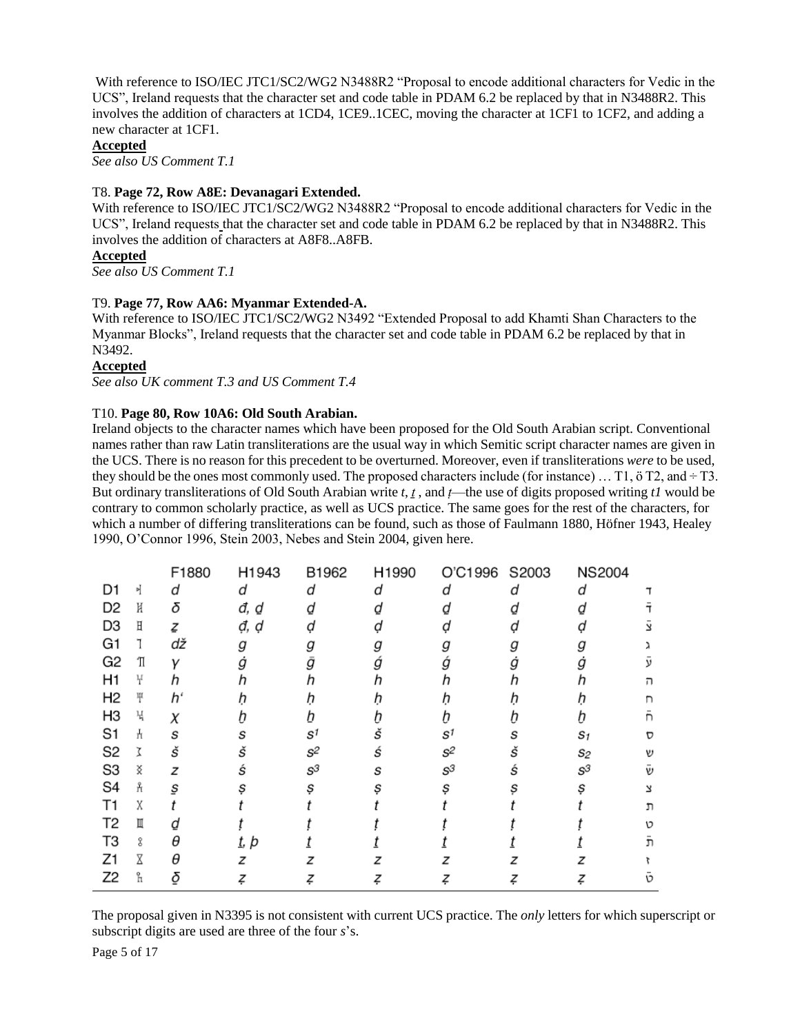With reference to ISO/IEC JTC1/SC2/WG2 N3488R2 "Proposal to encode additional characters for Vedic in the UCS", Ireland requests that the character set and code table in PDAM 6.2 be replaced by that in N3488R2. This involves the addition of characters at 1CD4, 1CE9..1CEC, moving the character at 1CF1 to 1CF2, and adding a new character at 1CF1.

**Accepted**

*See also US Comment T.1*

T8. **Page 72, Row A8E: Devanagari Extended.**

With reference to ISO/IEC JTC1/SC2/WG2 N3488R2 "Proposal to encode additional characters for Vedic in the UCS", Ireland requests that the character set and code table in PDAM 6.2 be replaced by that in N3488R2. This involves the addition of characters at A8F8..A8FB.

**Accepted**

*See also US Comment T.1*

T9. **Page 77, Row AA6: Myanmar Extended-A.**

With reference to ISO/IEC JTC1/SC2/WG2 N3492 "Extended Proposal to add Khamti Shan Characters to the Myanmar Blocks", Ireland requests that the character set and code table in PDAM 6.2 be replaced by that in N3492.

**Accepted**

*See also UK comment T.3 and US Comment T.4*

T10. **Page 80, Row 10A6: Old South Arabian.**

Ireland objects to the character names which have been proposed for the Old South Arabian script. Conventional names rather than raw Latin transliterations are the usual way in which Semitic script character names are given in the UCS. There is no reason for this precedent to be overturned. Moreover, even if transliterations *were* to be used, they should be the ones most commonly used. The proposed characters include (for instance) … T1, ö T2, and ÷ T3. But ordinary transliterations of Old South Arabian write *t*, *ṯ* , and *ṭ*—the use of digits proposed writing *t1* would be contrary to common scholarly practice, as well as UCS practice. The same goes for the rest of the characters, for which a number of differing transliterations can be found, such as those of Faulmann 1880, Höfner 1943, Healey 1990, O'Connor 1996, Stein 2003, Nebes and Stein 2004, given here.

| | | F1880 | H1943 | B1962 | H1990 | O'C1996 | S2003 | NS2004 | |
|---|---|---|---|---|---|---|---|---|---|
| D1 | 𐩵 | d | d | d | d | d | d | d | ד |
| D2 | 𐩹 | δ | đ, ḏ | ḏ | ḏ | ḏ | ḏ | ḏ | ד̄ |
| D3 | 𐩳 | ẓ | ḍ, ḍ | ḍ | ḍ | ḍ | ḍ | ḍ | צ̄ |
| G1 | 𐩴 | dž | g | g | g | g | g | g | ג |
| G2 | 𐩶 | γ | ġ | ḡ | ǵ | ǵ | ġ | ġ | ע̄ |
| H1 | 𐩠 | h | h | h | h | h | h | h | ה |
| H2 | 𐩢 | h' | ḥ | ḥ | ḥ | ḥ | ḥ | ḥ | ח |
| H3 | 𐩭 | χ | ḫ | ḫ | ḫ | ḫ | ḫ | ḫ | ח̄ |
| S1 | 𐩪 | s | s | $s^1$ | š | $s^1$ | s | $s_1$ | ס |
| S2 | 𐩦 | š | š | $s^2$ | ś | $s^2$ | š | $s_2$ | ש |
| S3 | 𐩮 | z | ś | $s^3$ | s | $s^3$ | ś | $s^3$ | ש̄ |
| S4 | 𐩮 | ṣ | ṣ | ṣ | ṣ | ṣ | ṣ | ṣ | צ |
| T1 | 𐩩 | t | t | t | t | t | t | t | ת |
| T2 | 𐩷 | ḏ | ṭ | ṭ | ṭ | ṭ | ṭ | ṭ | ט |
| T3 | 𐩻 | θ | ṯ, þ | ṯ | ṯ | ṯ | ṯ | ṯ | ת̄ |
| Z1 | 𐩸 | θ | z | z | z | z | z | z | ז |
| Z2 | 𐩼 | ḏ̣ | ẓ | ẓ | ẓ | ẓ | ẓ | ẓ | ט̄ |

The proposal given in N3395 is not consistent with current UCS practice. The *only* letters for which superscript or subscript digits are used are three of the four *s*'s.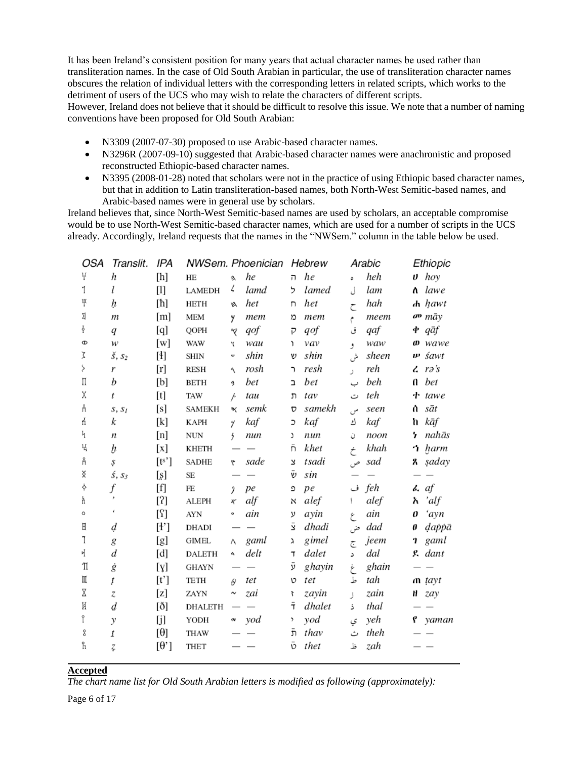It has been Ireland's consistent position for many years that actual character names be used rather than transliteration names. In the case of Old South Arabian in particular, the use of transliteration character names obscures the relation of individual letters with the corresponding letters in related scripts, which works to the detriment of users of the UCS who may wish to relate the characters of different scripts.
However, Ireland does not believe that it should be difficult to resolve this issue. We note that a number of naming conventions have been proposed for Old South Arabian:

- N3309 (2007-07-30) proposed to use Arabic-based character names.
- N3296R (2007-09-10) suggested that Arabic-based character names were anachronistic and proposed reconstructed Ethiopic-based character names.
- N3395 (2008-01-28) noted that scholars were not in the practice of using Ethiopic based character names, but that in addition to Latin transliteration-based names, both North-West Semitic-based names, and Arabic-based names were in general use by scholars.

Ireland believes that, since North-West Semitic-based names are used by scholars, an acceptable compromise would be to use North-West Semitic-based character names, which are used for a number of scripts in the UCS already. Accordingly, Ireland requests that the names in the "NWSem." column in the table below be used.

| OSA | Translit. | IPA | NWSem. | Phoenician | | Hebrew | | Arabic | | Ethiopic | |
|---|---|---|---|---|---|---|---|---|---|---|---|
| 𐩠 | *h* | [h] | HE | 𐤄 | *he* | ה | *he* | ه | *heh* | ሀ | *hoy* |
| 𐩡 | *l* | [l] | LAMEDH | 𐤋 | *lamd* | ל | *lamed* | ل | *lam* | ለ | *lawe* |
| 𐩢 | *ḥ* | [ħ] | HETH | 𐤇 | *het* | ח | *het* | ح | *hah* | ሐ | *ḥawt* |
| 𐩣 | *m* | [m] | MEM | 𐤌 | *mem* | מ | *mem* | م | *meem* | መ | *māy* |
| 𐩤 | *q* | [q] | QOPH | 𐤒 | *qof* | ק | *qof* | ق | *qaf* | ቀ | *qāf* |
| 𐩥 | *w* | [w] | WAW | 𐤅 | *wau* | ו | *vav* | و | *waw* | ወ | *wawe* |
| 𐩦 | *š*, $s_2$ | [ɬ] | SHIN | 𐤔 | *shin* | ש | *shin* | ش | *sheen* | ሠ | *śawt* |
| 𐩧 | *r* | [r] | RESH | 𐤓 | *rosh* | ר | *resh* | ر | *reh* | ረ | *rəʾs* |
| 𐩨 | *b* | [b] | BETH | 𐤁 | *bet* | ב | *bet* | ب | *beh* | በ | *bet* |
| 𐩩 | *t* | [t] | TAW | 𐤕 | *tau* | ת | *tav* | ت | *teh* | ተ | *tawe* |
| 𐩪 | *s*, $s_1$ | [s] | SAMEKH | 𐤎 | *semk* | ס | *samekh* | س | *seen* | ሰ | *sāt* |
| 𐩫 | *k* | [k] | KAPH | 𐤊 | *kaf* | כ | *kaf* | ك | *kaf* | ከ | *kāf* |
| 𐩬 | *n* | [n] | NUN | 𐤍 | *nun* | נ | *nun* | ن | *noon* | ነ | *nahās* |
| 𐩭 | *ḫ* | [x] | KHETH | — | — | ח̄ | *khet* | خ | *khah* | ኀ | *ḫarm* |
| 𐩮 | *ṣ* | [tsʼ] | SADHE | 𐤑 | *sade* | צ | *tsadi* | ص | *sad* | ጸ | *ṣaday* |
| 𐩯 | *ś*, $s_3$ | [s̪] | SE | — | — | שׂ | *sin* | — | — | — | — |
| 𐩰 | *f* | [f] | FE | 𐤐 | *pe* | פ | *pe* | ف | *feh* | ፈ | *af* |
| 𐩱 | *ʾ* | [ʔ] | ALEPH | 𐤀 | *alf* | א | *alef* | ا | *alef* | አ | *ʾalf* |
| 𐩲 | *ʿ* | [ʕ] | AYN | 𐤏 | *ain* | ע | *ayin* | ع | *ain* | ዐ | *ʿayn* |
| 𐩳 | *ḍ* | [ɬʼ] | DHADI | — | — | צ̄ | *dhadi* | ض | *dad* | ፀ | *ḍap̣p̣ā* |
| 𐩴 | *g* | [g] | GIMEL | 𐤂 | *gaml* | ג | *gimel* | ج | *jeem* | ገ | *gaml* |
| 𐩵 | *d* | [d] | DALETH | 𐤃 | *delt* | ד | *dalet* | د | *dal* | ደ | *dant* |
| 𐩶 | *ġ* | [ɣ] | GHAYN | — | — | ע̄ | *ghayin* | غ | *ghain* | — | — |
| 𐩷 | *ṭ* | [tʼ] | TETH | 𐤈 | *tet* | ט | *tet* | ط | *tah* | ጠ | *ṭayt* |
| 𐩸 | *z* | [z] | ZAYN | 𐤆 | *zai* | ז | *zayin* | ز | *zain* | ዘ | *zay* |
| 𐩹 | *ḏ* | [ð] | DHALETH | — | — | ד̄ | *dhalet* | ذ | *thal* | — | — |
| 𐩺 | *y* | [j] | YODH | 𐤉 | *yod* | י | *yod* | ي | *yeh* | የ | *yaman* |
| 𐩻 | *ṯ* | [θ] | THAW | — | — | ת̄ | *thav* | ث | *theh* | — | — |
| 𐩼 | *ẓ* | [θʼ] | THET | — | — | ט̄ | *thet* | ظ | *zah* | — | — |

---

**Accepted**

*The chart name list for Old South Arabian letters is modified as following (approximately):*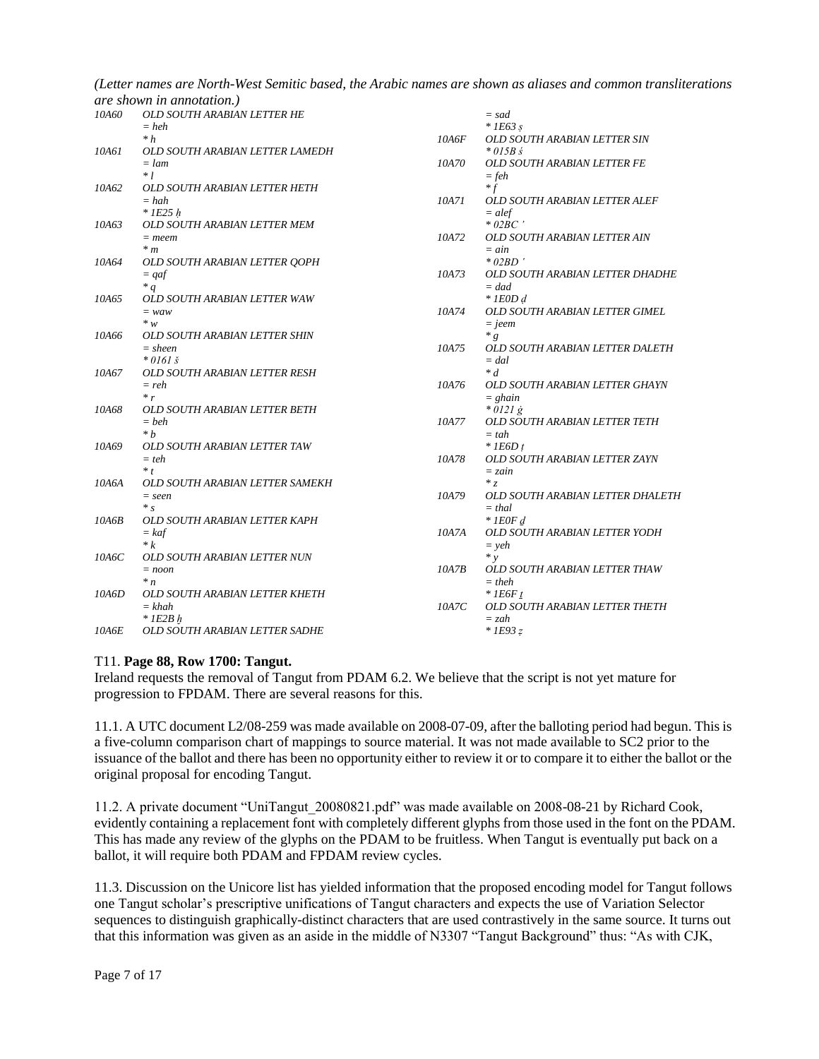*(Letter names are North-West Semitic based, the Arabic names are shown as aliases and common transliterations are shown in annotation.)*

*10A60 OLD SOUTH ARABIAN LETTER HE*
*= heh*
*\* h*
*10A61 OLD SOUTH ARABIAN LETTER LAMEDH*
*= lam*
*\* l*
*10A62 OLD SOUTH ARABIAN LETTER HETH*
*= hah*
*\* 1E25 ḥ*
*10A63 OLD SOUTH ARABIAN LETTER MEM*
*= meem*
*\* m*
*10A64 OLD SOUTH ARABIAN LETTER QOPH*
*= qaf*
*\* q*
*10A65 OLD SOUTH ARABIAN LETTER WAW*
*= waw*
*\* w*
*10A66 OLD SOUTH ARABIAN LETTER SHIN*
*= sheen*
*\* 0161 š*
*10A67 OLD SOUTH ARABIAN LETTER RESH*
*= reh*
*\* r*
*10A68 OLD SOUTH ARABIAN LETTER BETH*
*= beh*
*\* b*
*10A69 OLD SOUTH ARABIAN LETTER TAW*
*= teh*
*\* t*
*10A6A OLD SOUTH ARABIAN LETTER SAMEKH*
*= seen*
*\* s*
*10A6B OLD SOUTH ARABIAN LETTER KAPH*
*= kaf*
*\* k*
*10A6C OLD SOUTH ARABIAN LETTER NUN*
*= noon*
*\* n*
*10A6D OLD SOUTH ARABIAN LETTER KHETH*
*= khah*
*\* 1E2B ḫ*
*10A6E OLD SOUTH ARABIAN LETTER SADHE*
*= sad*
*\* 1E63 ṣ*
*10A6F OLD SOUTH ARABIAN LETTER SIN*
*\* 015B ś*
*10A70 OLD SOUTH ARABIAN LETTER FE*
*= feh*
*\* f*
*10A71 OLD SOUTH ARABIAN LETTER ALEF*
*= alef*
*\* 02BC ʼ*
*10A72 OLD SOUTH ARABIAN LETTER AIN*
*= ain*
*\* 02BD ʽ*
*10A73 OLD SOUTH ARABIAN LETTER DHADHE*
*= dad*
*\* 1E0D ḍ*
*10A74 OLD SOUTH ARABIAN LETTER GIMEL*
*= jeem*
*\* g*
*10A75 OLD SOUTH ARABIAN LETTER DALETH*
*= dal*
*\* d*
*10A76 OLD SOUTH ARABIAN LETTER GHAYN*
*= ghain*
*\* 0121 ġ*
*10A77 OLD SOUTH ARABIAN LETTER TETH*
*= tah*
*\* 1E6D ṭ*
*10A78 OLD SOUTH ARABIAN LETTER ZAYN*
*= zain*
*\* z*
*10A79 OLD SOUTH ARABIAN LETTER DHALETH*
*= thal*
*\* 1E0F ḏ*
*10A7A OLD SOUTH ARABIAN LETTER YODH*
*= yeh*
*\* y*
*10A7B OLD SOUTH ARABIAN LETTER THAW*
*= theh*
*\* 1E6F ṯ*
*10A7C OLD SOUTH ARABIAN LETTER THETH*
*= zah*
*\* 1E93 ẓ*

T11. **Page 88, Row 1700: Tangut.**

Ireland requests the removal of Tangut from PDAM 6.2. We believe that the script is not yet mature for progression to FPDAM. There are several reasons for this.

11.1. A UTC document L2/08-259 was made available on 2008-07-09, after the balloting period had begun. This is a five-column comparison chart of mappings to source material. It was not made available to SC2 prior to the issuance of the ballot and there has been no opportunity either to review it or to compare it to either the ballot or the original proposal for encoding Tangut.

11.2. A private document "UniTangut_20080821.pdf" was made available on 2008-08-21 by Richard Cook, evidently containing a replacement font with completely different glyphs from those used in the font on the PDAM. This has made any review of the glyphs on the PDAM to be fruitless. When Tangut is eventually put back on a ballot, it will require both PDAM and FPDAM review cycles.

11.3. Discussion on the Unicore list has yielded information that the proposed encoding model for Tangut follows one Tangut scholar's prescriptive unifications of Tangut characters and expects the use of Variation Selector sequences to distinguish graphically-distinct characters that are used contrastively in the same source. It turns out that this information was given as an aside in the middle of N3307 "Tangut Background" thus: "As with CJK,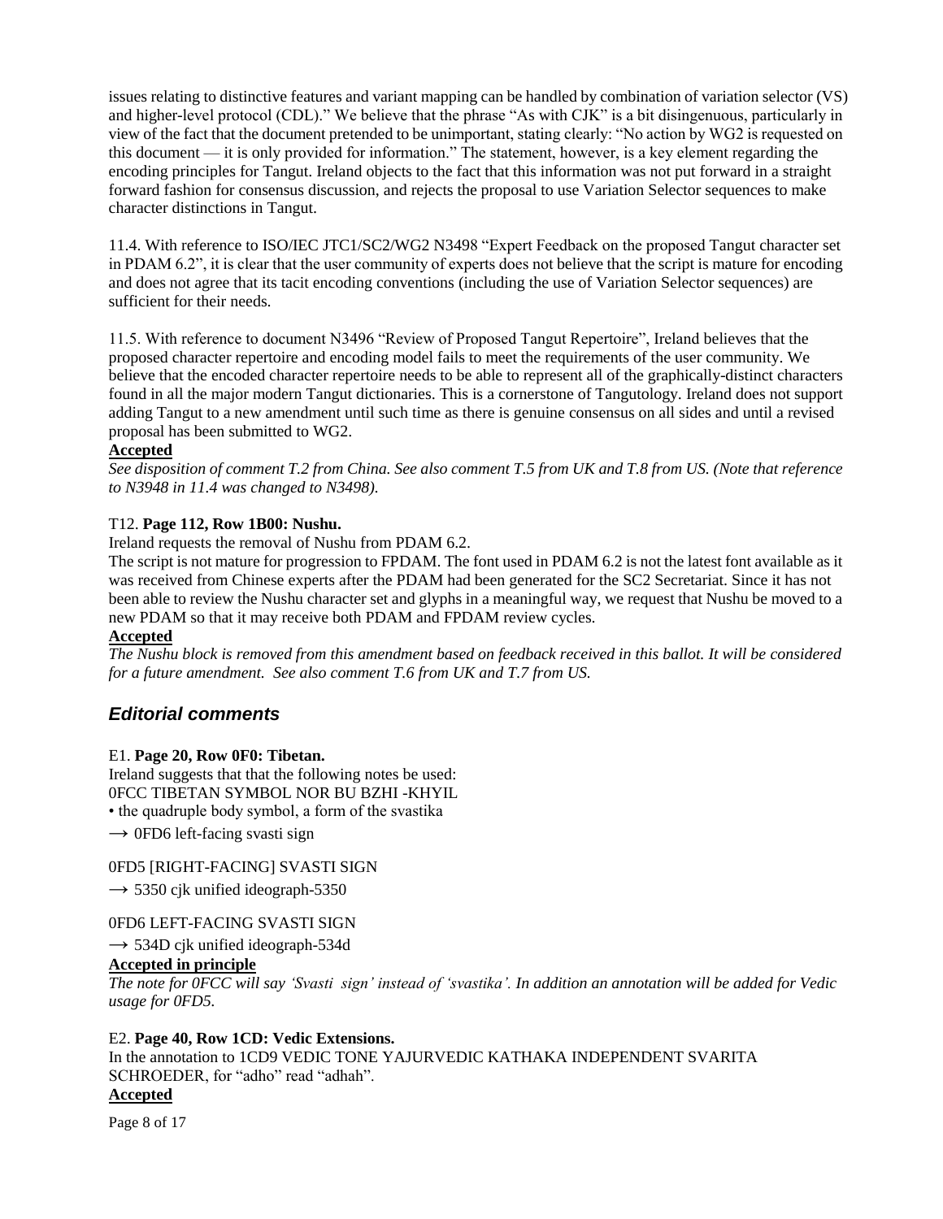issues relating to distinctive features and variant mapping can be handled by combination of variation selector (VS) and higher-level protocol (CDL).” We believe that the phrase “As with CJK” is a bit disingenuous, particularly in view of the fact that the document pretended to be unimportant, stating clearly: “No action by WG2 is requested on this document — it is only provided for information.” The statement, however, is a key element regarding the encoding principles for Tangut. Ireland objects to the fact that this information was not put forward in a straight forward fashion for consensus discussion, and rejects the proposal to use Variation Selector sequences to make character distinctions in Tangut.

11.4. With reference to ISO/IEC JTC1/SC2/WG2 N3498 “Expert Feedback on the proposed Tangut character set in PDAM 6.2”, it is clear that the user community of experts does not believe that the script is mature for encoding and does not agree that its tacit encoding conventions (including the use of Variation Selector sequences) are sufficient for their needs.

11.5. With reference to document N3496 “Review of Proposed Tangut Repertoire”, Ireland believes that the proposed character repertoire and encoding model fails to meet the requirements of the user community. We believe that the encoded character repertoire needs to be able to represent all of the graphically-distinct characters found in all the major modern Tangut dictionaries. This is a cornerstone of Tangutology. Ireland does not support adding Tangut to a new amendment until such time as there is genuine consensus on all sides and until a revised proposal has been submitted to WG2.

**Accepted**

*See disposition of comment T.2 from China. See also comment T.5 from UK and T.8 from US. (Note that reference to N3948 in 11.4 was changed to N3498).*

T12. **Page 112, Row 1B00: Nushu.**

Ireland requests the removal of Nushu from PDAM 6.2.

The script is not mature for progression to FPDAM. The font used in PDAM 6.2 is not the latest font available as it was received from Chinese experts after the PDAM had been generated for the SC2 Secretariat. Since it has not been able to review the Nushu character set and glyphs in a meaningful way, we request that Nushu be moved to a new PDAM so that it may receive both PDAM and FPDAM review cycles.

**Accepted**

*The Nushu block is removed from this amendment based on feedback received in this ballot. It will be considered for a future amendment. See also comment T.6 from UK and T.7 from US.*

## *Editorial comments*

E1. **Page 20, Row 0F0: Tibetan.**

Ireland suggests that that the following notes be used:

0FCC TIBETAN SYMBOL NOR BU BZHI -KHYIL

• the quadruple body symbol, a form of the svastika

→ 0FD6 left-facing svasti sign

0FD5 [RIGHT-FACING] SVASTI SIGN

→ 5350 cjk unified ideograph-5350

0FD6 LEFT-FACING SVASTI SIGN

→ 534D cjk unified ideograph-534d

**Accepted in principle**

*The note for 0FCC will say ‘Svasti sign’ instead of ‘svastika’. In addition an annotation will be added for Vedic usage for 0FD5.*

E2. **Page 40, Row 1CD: Vedic Extensions.**

In the annotation to 1CD9 VEDIC TONE YAJURVEDIC KATHAKA INDEPENDENT SVARITA SCHROEDER, for “adho” read “adhah”.

**Accepted**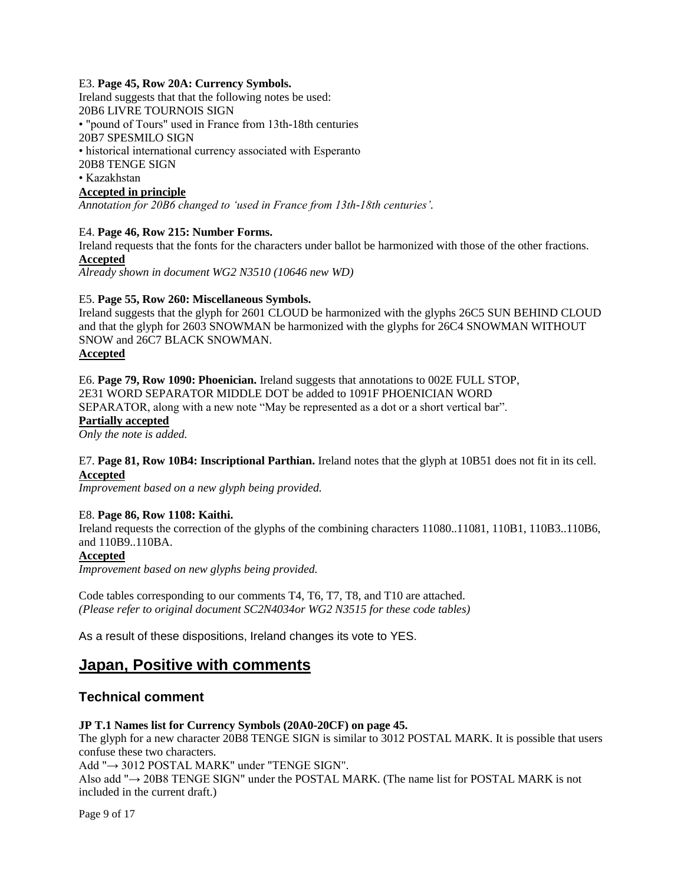E3. **Page 45, Row 20A: Currency Symbols.**
Ireland suggests that that the following notes be used:
20B6 LIVRE TOURNOIS SIGN
• "pound of Tours" used in France from 13th-18th centuries
20B7 SPESMILO SIGN
• historical international currency associated with Esperanto
20B8 TENGE SIGN
• Kazakhstan
**Accepted in principle**
*Annotation for 20B6 changed to 'used in France from 13th-18th centuries'.*

E4. **Page 46, Row 215: Number Forms.**
Ireland requests that the fonts for the characters under ballot be harmonized with those of the other fractions.
**Accepted**
*Already shown in document WG2 N3510 (10646 new WD)*

E5. **Page 55, Row 260: Miscellaneous Symbols.**
Ireland suggests that the glyph for 2601 CLOUD be harmonized with the glyphs 26C5 SUN BEHIND CLOUD and that the glyph for 2603 SNOWMAN be harmonized with the glyphs for 26C4 SNOWMAN WITHOUT SNOW and 26C7 BLACK SNOWMAN.
**Accepted**

E6. **Page 79, Row 1090: Phoenician.** Ireland suggests that annotations to 002E FULL STOP, 2E31 WORD SEPARATOR MIDDLE DOT be added to 1091F PHOENICIAN WORD SEPARATOR, along with a new note "May be represented as a dot or a short vertical bar".
**Partially accepted**
*Only the note is added.*

E7. **Page 81, Row 10B4: Inscriptional Parthian.** Ireland notes that the glyph at 10B51 does not fit in its cell.
**Accepted**
*Improvement based on a new glyph being provided.*

E8. **Page 86, Row 1108: Kaithi.**
Ireland requests the correction of the glyphs of the combining characters 11080..11081, 110B1, 110B3..110B6, and 110B9..110BA.
**Accepted**
*Improvement based on new glyphs being provided.*

Code tables corresponding to our comments T4, T6, T7, T8, and T10 are attached.
*(Please refer to original document SC2N4034or WG2 N3515 for these code tables)*

As a result of these dispositions, Ireland changes its vote to YES.

## Japan, Positive with comments

### Technical comment

**JP T.1 Names list for Currency Symbols (20A0-20CF) on page 45.**
The glyph for a new character 20B8 TENGE SIGN is similar to 3012 POSTAL MARK. It is possible that users confuse these two characters.
Add "→ 3012 POSTAL MARK" under "TENGE SIGN".
Also add "→ 20B8 TENGE SIGN" under the POSTAL MARK. (The name list for POSTAL MARK is not included in the current draft.)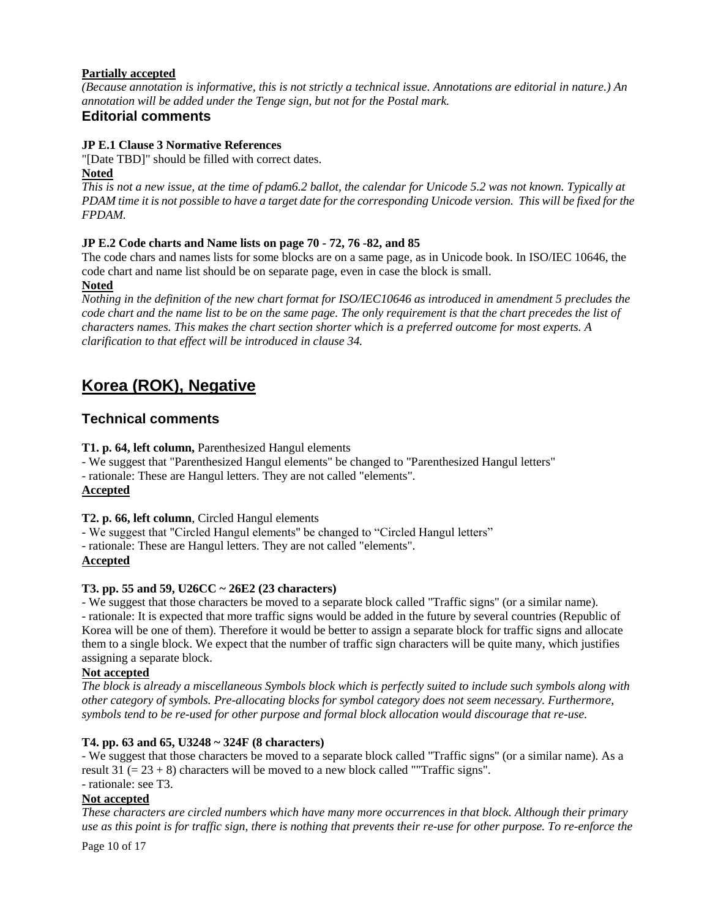**Partially accepted**

*(Because annotation is informative, this is not strictly a technical issue. Annotations are editorial in nature.) An annotation will be added under the Tenge sign, but not for the Postal mark.*

### Editorial comments

**JP E.1 Clause 3 Normative References**

"[Date TBD]" should be filled with correct dates.

**Noted**

*This is not a new issue, at the time of pdam6.2 ballot, the calendar for Unicode 5.2 was not known. Typically at PDAM time it is not possible to have a target date for the corresponding Unicode version. This will be fixed for the FPDAM.*

**JP E.2 Code charts and Name lists on page 70 - 72, 76 -82, and 85**

The code chars and names lists for some blocks are on a same page, as in Unicode book. In ISO/IEC 10646, the code chart and name list should be on separate page, even in case the block is small.

**Noted**

*Nothing in the definition of the new chart format for ISO/IEC10646 as introduced in amendment 5 precludes the code chart and the name list to be on the same page. The only requirement is that the chart precedes the list of characters names. This makes the chart section shorter which is a preferred outcome for most experts. A clarification to that effect will be introduced in clause 34.*

## Korea (ROK), Negative

### Technical comments

**T1. p. 64, left column,** Parenthesized Hangul elements

- We suggest that "Parenthesized Hangul elements" be changed to "Parenthesized Hangul letters"
- rationale: These are Hangul letters. They are not called "elements".

**Accepted**

**T2. p. 66, left column**, Circled Hangul elements

- We suggest that "Circled Hangul elements" be changed to "Circled Hangul letters"
- rationale: These are Hangul letters. They are not called "elements".

**Accepted**

**T3. pp. 55 and 59, U26CC ~ 26E2 (23 characters)**

- We suggest that those characters be moved to a separate block called "Traffic signs" (or a similar name).
- rationale: It is expected that more traffic signs would be added in the future by several countries (Republic of Korea will be one of them). Therefore it would be better to assign a separate block for traffic signs and allocate them to a single block. We expect that the number of traffic sign characters will be quite many, which justifies assigning a separate block.

**Not accepted**

*The block is already a miscellaneous Symbols block which is perfectly suited to include such symbols along with other category of symbols. Pre-allocating blocks for symbol category does not seem necessary. Furthermore, symbols tend to be re-used for other purpose and formal block allocation would discourage that re-use.*

**T4. pp. 63 and 65, U3248 ~ 324F (8 characters)**

- We suggest that those characters be moved to a separate block called "Traffic signs" (or a similar name). As a result 31 (= 23 + 8) characters will be moved to a new block called ""Traffic signs".
- rationale: see T3.

**Not accepted**

*These characters are circled numbers which have many more occurrences in that block. Although their primary use as this point is for traffic sign, there is nothing that prevents their re-use for other purpose. To re-enforce the*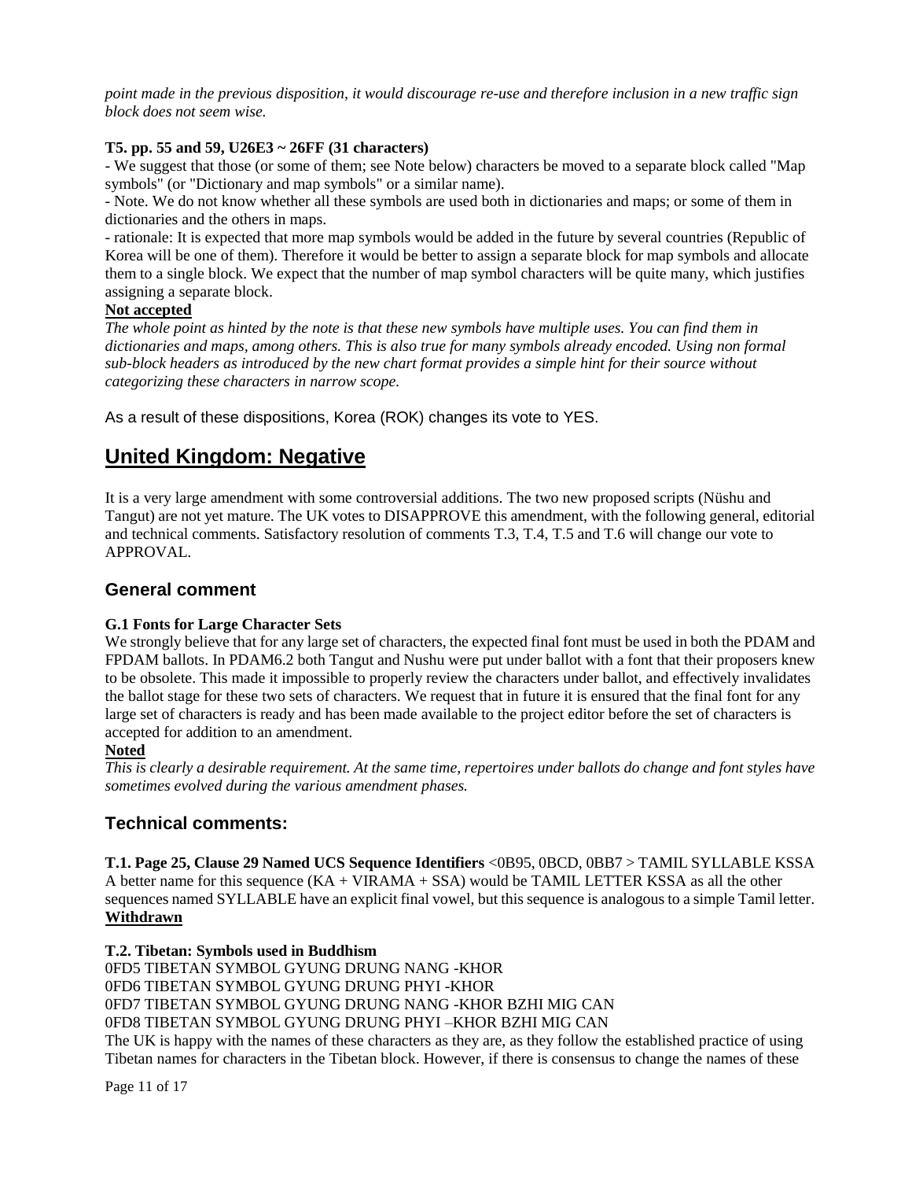*point made in the previous disposition, it would discourage re-use and therefore inclusion in a new traffic sign block does not seem wise.*

**T5. pp. 55 and 59, U26E3 ~ 26FF (31 characters)**

- We suggest that those (or some of them; see Note below) characters be moved to a separate block called "Map symbols" (or "Dictionary and map symbols" or a similar name).
- Note. We do not know whether all these symbols are used both in dictionaries and maps; or some of them in dictionaries and the others in maps.
- rationale: It is expected that more map symbols would be added in the future by several countries (Republic of Korea will be one of them). Therefore it would be better to assign a separate block for map symbols and allocate them to a single block. We expect that the number of map symbol characters will be quite many, which justifies assigning a separate block.

**Not accepted**

*The whole point as hinted by the note is that these new symbols have multiple uses. You can find them in dictionaries and maps, among others. This is also true for many symbols already encoded. Using non formal sub-block headers as introduced by the new chart format provides a simple hint for their source without categorizing these characters in narrow scope.*

As a result of these dispositions, Korea (ROK) changes its vote to YES.

## United Kingdom: Negative

It is a very large amendment with some controversial additions. The two new proposed scripts (Nüshu and Tangut) are not yet mature. The UK votes to DISAPPROVE this amendment, with the following general, editorial and technical comments. Satisfactory resolution of comments T.3, T.4, T.5 and T.6 will change our vote to APPROVAL.

### General comment

**G.1 Fonts for Large Character Sets**

We strongly believe that for any large set of characters, the expected final font must be used in both the PDAM and FPDAM ballots. In PDAM6.2 both Tangut and Nushu were put under ballot with a font that their proposers knew to be obsolete. This made it impossible to properly review the characters under ballot, and effectively invalidates the ballot stage for these two sets of characters. We request that in future it is ensured that the final font for any large set of characters is ready and has been made available to the project editor before the set of characters is accepted for addition to an amendment.

**Noted**

*This is clearly a desirable requirement. At the same time, repertoires under ballots do change and font styles have sometimes evolved during the various amendment phases.*

### Technical comments:

**T.1. Page 25, Clause 29 Named UCS Sequence Identifiers** <0B95, 0BCD, 0BB7 > TAMIL SYLLABLE KSSA
A better name for this sequence (KA + VIRAMA + SSA) would be TAMIL LETTER KSSA as all the other sequences named SYLLABLE have an explicit final vowel, but this sequence is analogous to a simple Tamil letter.
**Withdrawn**

**T.2. Tibetan: Symbols used in Buddhism**

0FD5 TIBETAN SYMBOL GYUNG DRUNG NANG -KHOR
0FD6 TIBETAN SYMBOL GYUNG DRUNG PHYI -KHOR
0FD7 TIBETAN SYMBOL GYUNG DRUNG NANG -KHOR BZHI MIG CAN
0FD8 TIBETAN SYMBOL GYUNG DRUNG PHYI –KHOR BZHI MIG CAN

The UK is happy with the names of these characters as they are, as they follow the established practice of using Tibetan names for characters in the Tibetan block. However, if there is consensus to change the names of these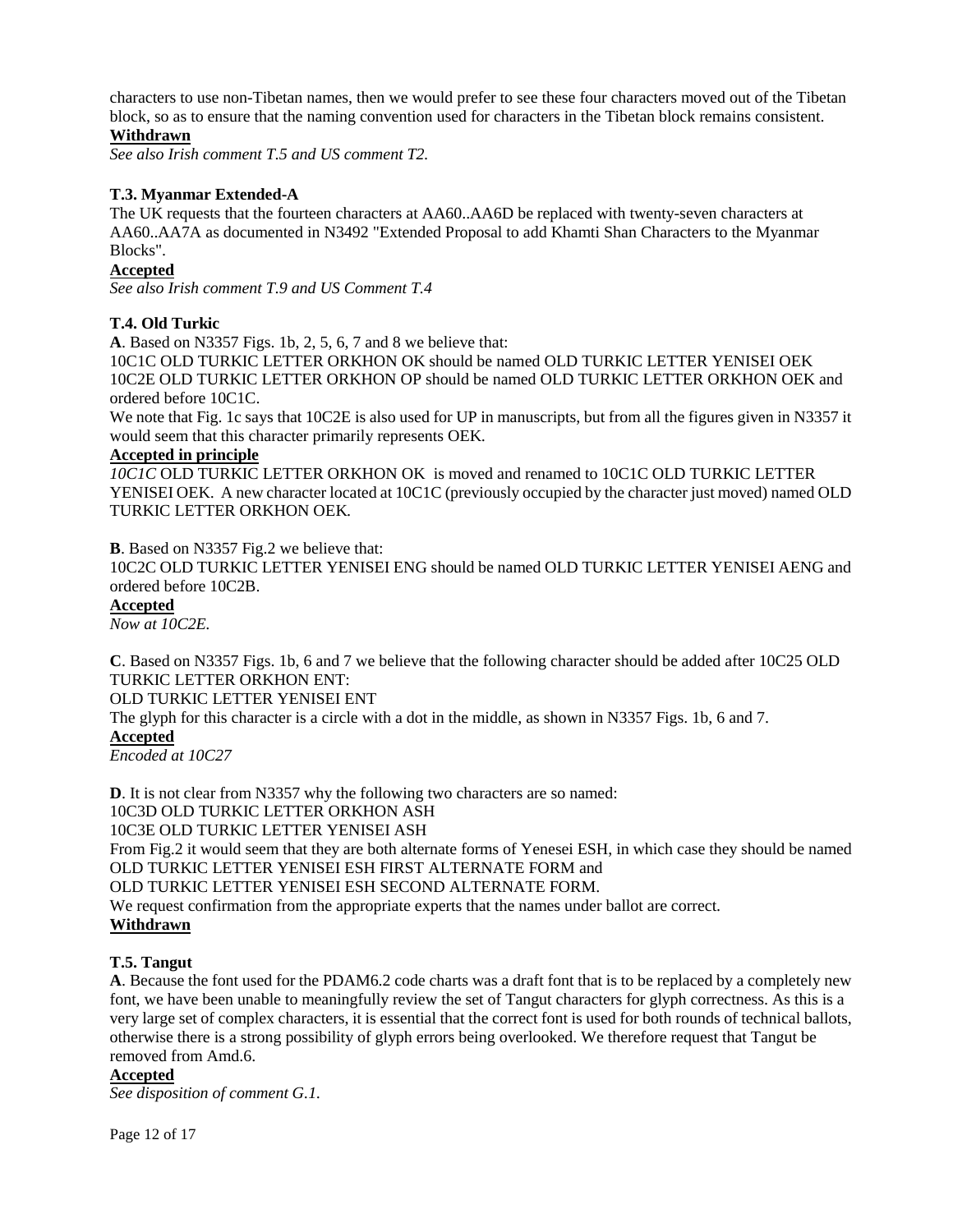characters to use non-Tibetan names, then we would prefer to see these four characters moved out of the Tibetan block, so as to ensure that the naming convention used for characters in the Tibetan block remains consistent.

**Withdrawn**

*See also Irish comment T.5 and US comment T2.*

**T.3. Myanmar Extended-A**

The UK requests that the fourteen characters at AA60..AA6D be replaced with twenty-seven characters at AA60..AA7A as documented in N3492 "Extended Proposal to add Khamti Shan Characters to the Myanmar Blocks".

**Accepted**

*See also Irish comment T.9 and US Comment T.4*

**T.4. Old Turkic**

**A**. Based on N3357 Figs. 1b, 2, 5, 6, 7 and 8 we believe that:

10C1C OLD TURKIC LETTER ORKHON OK should be named OLD TURKIC LETTER YENISEI OEK

10C2E OLD TURKIC LETTER ORKHON OP should be named OLD TURKIC LETTER ORKHON OEK and ordered before 10C1C.

We note that Fig. 1c says that 10C2E is also used for UP in manuscripts, but from all the figures given in N3357 it would seem that this character primarily represents OEK.

**Accepted in principle**

*10C1C* OLD TURKIC LETTER ORKHON OK is moved and renamed to 10C1C OLD TURKIC LETTER YENISEI OEK. A new character located at 10C1C (previously occupied by the character just moved) named OLD TURKIC LETTER ORKHON OEK.

**B**. Based on N3357 Fig.2 we believe that:

10C2C OLD TURKIC LETTER YENISEI ENG should be named OLD TURKIC LETTER YENISEI AENG and ordered before 10C2B.

**Accepted**

*Now at 10C2E.*

**C**. Based on N3357 Figs. 1b, 6 and 7 we believe that the following character should be added after 10C25 OLD TURKIC LETTER ORKHON ENT:

OLD TURKIC LETTER YENISEI ENT

The glyph for this character is a circle with a dot in the middle, as shown in N3357 Figs. 1b, 6 and 7.

**Accepted**

*Encoded at 10C27*

**D**. It is not clear from N3357 why the following two characters are so named:

10C3D OLD TURKIC LETTER ORKHON ASH

10C3E OLD TURKIC LETTER YENISEI ASH

From Fig.2 it would seem that they are both alternate forms of Yenesei ESH, in which case they should be named OLD TURKIC LETTER YENISEI ESH FIRST ALTERNATE FORM and

OLD TURKIC LETTER YENISEI ESH SECOND ALTERNATE FORM.

We request confirmation from the appropriate experts that the names under ballot are correct.

**Withdrawn**

**T.5. Tangut**

**A**. Because the font used for the PDAM6.2 code charts was a draft font that is to be replaced by a completely new font, we have been unable to meaningfully review the set of Tangut characters for glyph correctness. As this is a very large set of complex characters, it is essential that the correct font is used for both rounds of technical ballots, otherwise there is a strong possibility of glyph errors being overlooked. We therefore request that Tangut be removed from Amd.6.

**Accepted**

*See disposition of comment G.1.*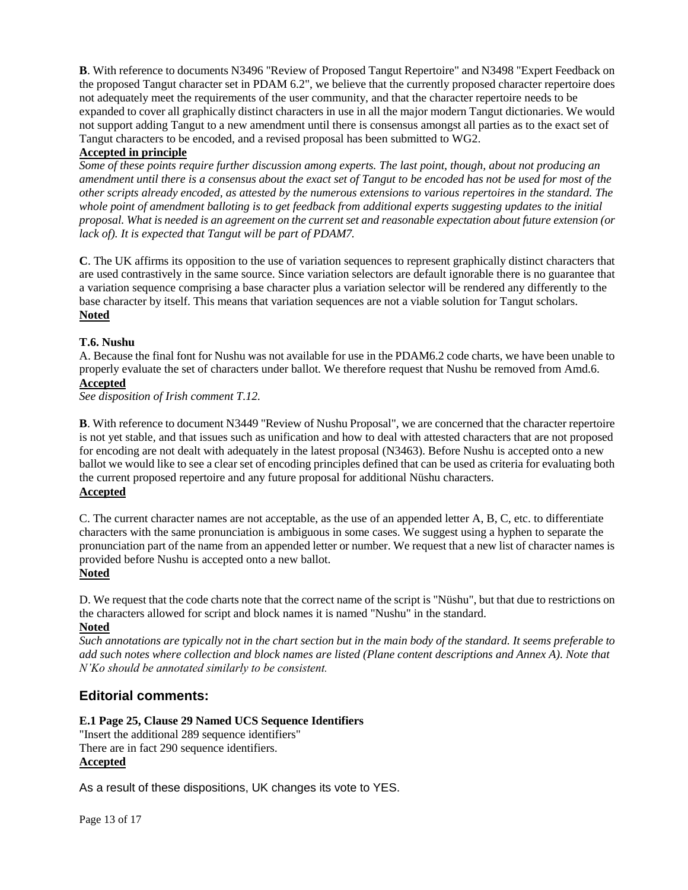**B**. With reference to documents N3496 "Review of Proposed Tangut Repertoire" and N3498 "Expert Feedback on the proposed Tangut character set in PDAM 6.2", we believe that the currently proposed character repertoire does not adequately meet the requirements of the user community, and that the character repertoire needs to be expanded to cover all graphically distinct characters in use in all the major modern Tangut dictionaries. We would not support adding Tangut to a new amendment until there is consensus amongst all parties as to the exact set of Tangut characters to be encoded, and a revised proposal has been submitted to WG2.

**Accepted in principle**

*Some of these points require further discussion among experts. The last point, though, about not producing an amendment until there is a consensus about the exact set of Tangut to be encoded has not be used for most of the other scripts already encoded, as attested by the numerous extensions to various repertoires in the standard. The whole point of amendment balloting is to get feedback from additional experts suggesting updates to the initial proposal. What is needed is an agreement on the current set and reasonable expectation about future extension (or lack of). It is expected that Tangut will be part of PDAM7.*

**C**. The UK affirms its opposition to the use of variation sequences to represent graphically distinct characters that are used contrastively in the same source. Since variation selectors are default ignorable there is no guarantee that a variation sequence comprising a base character plus a variation selector will be rendered any differently to the base character by itself. This means that variation sequences are not a viable solution for Tangut scholars.

**Noted**

**T.6. Nushu**

A. Because the final font for Nushu was not available for use in the PDAM6.2 code charts, we have been unable to properly evaluate the set of characters under ballot. We therefore request that Nushu be removed from Amd.6.

**Accepted**

*See disposition of Irish comment T.12.*

**B**. With reference to document N3449 "Review of Nushu Proposal", we are concerned that the character repertoire is not yet stable, and that issues such as unification and how to deal with attested characters that are not proposed for encoding are not dealt with adequately in the latest proposal (N3463). Before Nushu is accepted onto a new ballot we would like to see a clear set of encoding principles defined that can be used as criteria for evaluating both the current proposed repertoire and any future proposal for additional Nüshu characters.

**Accepted**

C. The current character names are not acceptable, as the use of an appended letter A, B, C, etc. to differentiate characters with the same pronunciation is ambiguous in some cases. We suggest using a hyphen to separate the pronunciation part of the name from an appended letter or number. We request that a new list of character names is provided before Nushu is accepted onto a new ballot.

**Noted**

D. We request that the code charts note that the correct name of the script is "Nüshu", but that due to restrictions on the characters allowed for script and block names it is named "Nushu" in the standard.

**Noted**

*Such annotations are typically not in the chart section but in the main body of the standard. It seems preferable to add such notes where collection and block names are listed (Plane content descriptions and Annex A). Note that N'Ko should be annotated similarly to be consistent.*

## Editorial comments:

**E.1 Page 25, Clause 29 Named UCS Sequence Identifiers**

"Insert the additional 289 sequence identifiers"

There are in fact 290 sequence identifiers.

**Accepted**

As a result of these dispositions, UK changes its vote to YES.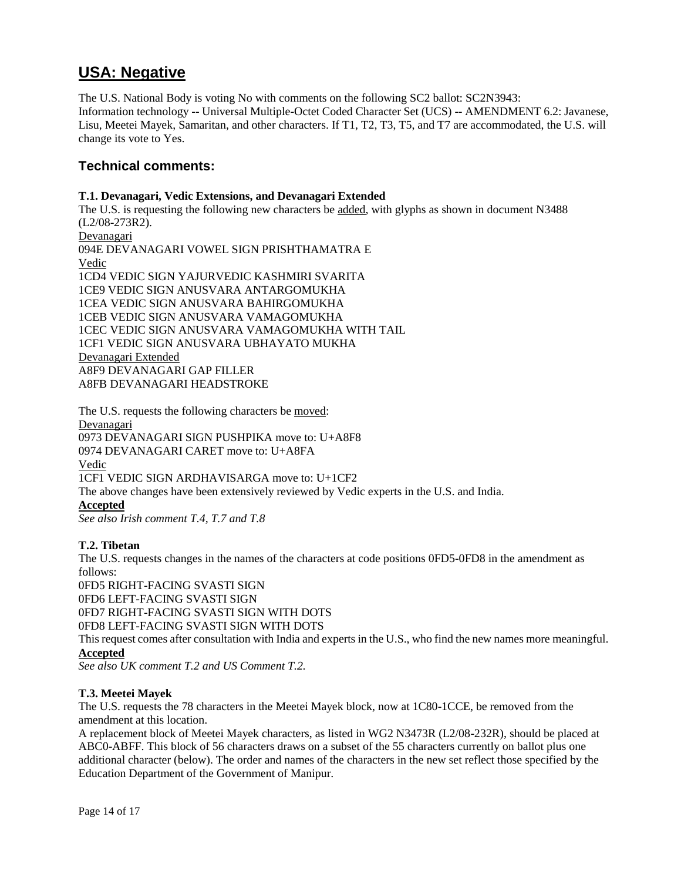## USA: Negative

The U.S. National Body is voting No with comments on the following SC2 ballot: SC2N3943:
Information technology -- Universal Multiple-Octet Coded Character Set (UCS) -- AMENDMENT 6.2: Javanese, Lisu, Meetei Mayek, Samaritan, and other characters. If T1, T2, T3, T5, and T7 are accommodated, the U.S. will change its vote to Yes.

### Technical comments:

**T.1. Devanagari, Vedic Extensions, and Devanagari Extended**
The U.S. is requesting the following new characters be added, with glyphs as shown in document N3488 (L2/08-273R2).
Devanagari
094E DEVANAGARI VOWEL SIGN PRISHTHAMATRA E
Vedic
1CD4 VEDIC SIGN YAJURVEDIC KASHMIRI SVARITA
1CE9 VEDIC SIGN ANUSVARA ANTARGOMUKHA
1CEA VEDIC SIGN ANUSVARA BAHIRGOMUKHA
1CEB VEDIC SIGN ANUSVARA VAMAGOMUKHA
1CEC VEDIC SIGN ANUSVARA VAMAGOMUKHA WITH TAIL
1CF1 VEDIC SIGN ANUSVARA UBHAYATO MUKHA
Devanagari Extended
A8F9 DEVANAGARI GAP FILLER
A8FB DEVANAGARI HEADSTROKE

The U.S. requests the following characters be moved:
Devanagari
0973 DEVANAGARI SIGN PUSHPIKA move to: U+A8F8
0974 DEVANAGARI CARET move to: U+A8FA
Vedic
1CF1 VEDIC SIGN ARDHAVISARGA move to: U+1CF2
The above changes have been extensively reviewed by Vedic experts in the U.S. and India.
**Accepted**
*See also Irish comment T.4, T.7 and T.8*

**T.2. Tibetan**
The U.S. requests changes in the names of the characters at code positions 0FD5-0FD8 in the amendment as follows:
0FD5 RIGHT-FACING SVASTI SIGN
0FD6 LEFT-FACING SVASTI SIGN
0FD7 RIGHT-FACING SVASTI SIGN WITH DOTS
0FD8 LEFT-FACING SVASTI SIGN WITH DOTS
This request comes after consultation with India and experts in the U.S., who find the new names more meaningful.
**Accepted**
*See also UK comment T.2 and US Comment T.2.*

**T.3. Meetei Mayek**
The U.S. requests the 78 characters in the Meetei Mayek block, now at 1C80-1CCE, be removed from the amendment at this location.
A replacement block of Meetei Mayek characters, as listed in WG2 N3473R (L2/08-232R), should be placed at ABC0-ABFF. This block of 56 characters draws on a subset of the 55 characters currently on ballot plus one additional character (below). The order and names of the characters in the new set reflect those specified by the Education Department of the Government of Manipur.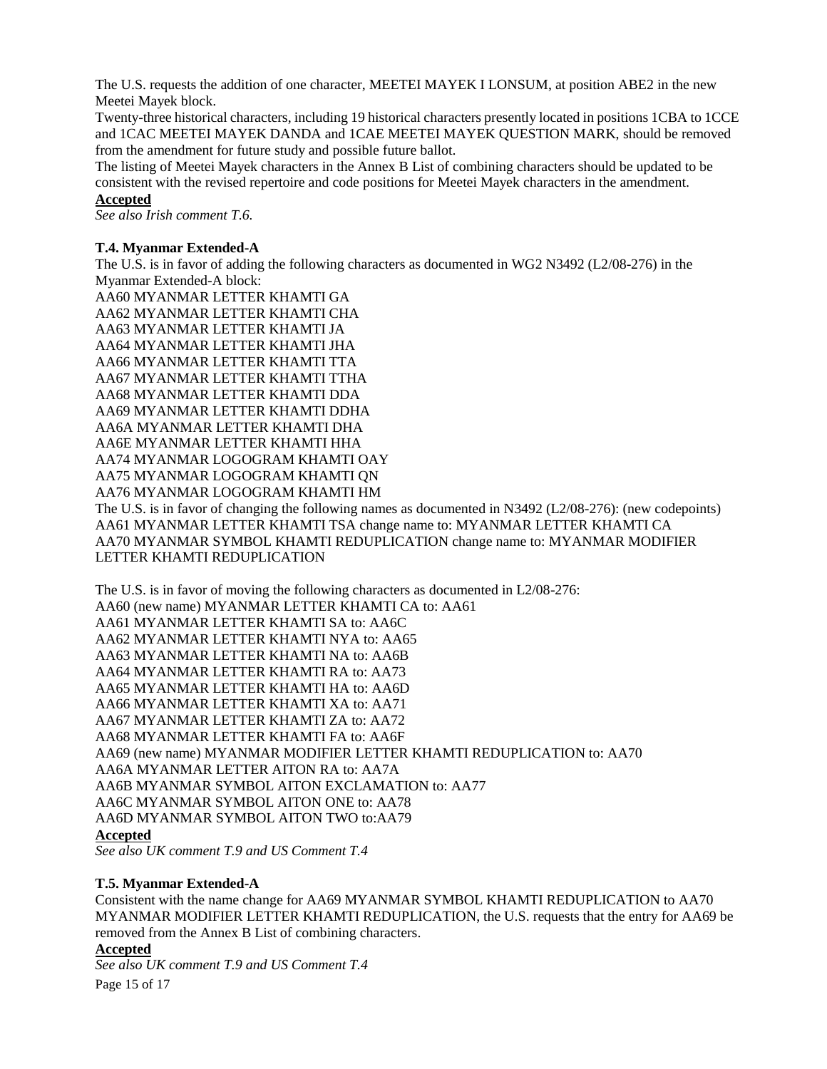The U.S. requests the addition of one character, MEETEI MAYEK I LONSUM, at position ABE2 in the new Meetei Mayek block.

Twenty-three historical characters, including 19 historical characters presently located in positions 1CBA to 1CCE and 1CAC MEETEI MAYEK DANDA and 1CAE MEETEI MAYEK QUESTION MARK, should be removed from the amendment for future study and possible future ballot.

The listing of Meetei Mayek characters in the Annex B List of combining characters should be updated to be consistent with the revised repertoire and code positions for Meetei Mayek characters in the amendment.

**Accepted**

*See also Irish comment T.6.*

**T.4. Myanmar Extended-A**

The U.S. is in favor of adding the following characters as documented in WG2 N3492 (L2/08-276) in the Myanmar Extended-A block:

AA60 MYANMAR LETTER KHAMTI GA
AA62 MYANMAR LETTER KHAMTI CHA
AA63 MYANMAR LETTER KHAMTI JA
AA64 MYANMAR LETTER KHAMTI JHA
AA66 MYANMAR LETTER KHAMTI TTA
AA67 MYANMAR LETTER KHAMTI TTHA
AA68 MYANMAR LETTER KHAMTI DDA
AA69 MYANMAR LETTER KHAMTI DDHA
AA6A MYANMAR LETTER KHAMTI DHA
AA6E MYANMAR LETTER KHAMTI HHA
AA74 MYANMAR LOGOGRAM KHAMTI OAY
AA75 MYANMAR LOGOGRAM KHAMTI QN
AA76 MYANMAR LOGOGRAM KHAMTI HM

The U.S. is in favor of changing the following names as documented in N3492 (L2/08-276): (new codepoints)

AA61 MYANMAR LETTER KHAMTI TSA change name to: MYANMAR LETTER KHAMTI CA
AA70 MYANMAR SYMBOL KHAMTI REDUPLICATION change name to: MYANMAR MODIFIER LETTER KHAMTI REDUPLICATION

The U.S. is in favor of moving the following characters as documented in L2/08-276:

AA60 (new name) MYANMAR LETTER KHAMTI CA to: AA61
AA61 MYANMAR LETTER KHAMTI SA to: AA6C
AA62 MYANMAR LETTER KHAMTI NYA to: AA65
AA63 MYANMAR LETTER KHAMTI NA to: AA6B
AA64 MYANMAR LETTER KHAMTI RA to: AA73
AA65 MYANMAR LETTER KHAMTI HA to: AA6D
AA66 MYANMAR LETTER KHAMTI XA to: AA71
AA67 MYANMAR LETTER KHAMTI ZA to: AA72
AA68 MYANMAR LETTER KHAMTI FA to: AA6F
AA69 (new name) MYANMAR MODIFIER LETTER KHAMTI REDUPLICATION to: AA70
AA6A MYANMAR LETTER AITON RA to: AA7A
AA6B MYANMAR SYMBOL AITON EXCLAMATION to: AA77
AA6C MYANMAR SYMBOL AITON ONE to: AA78
AA6D MYANMAR SYMBOL AITON TWO to:AA79

**Accepted**

*See also UK comment T.9 and US Comment T.4*

**T.5. Myanmar Extended-A**

Consistent with the name change for AA69 MYANMAR SYMBOL KHAMTI REDUPLICATION to AA70 MYANMAR MODIFIER LETTER KHAMTI REDUPLICATION, the U.S. requests that the entry for AA69 be removed from the Annex B List of combining characters.

**Accepted**

*See also UK comment T.9 and US Comment T.4*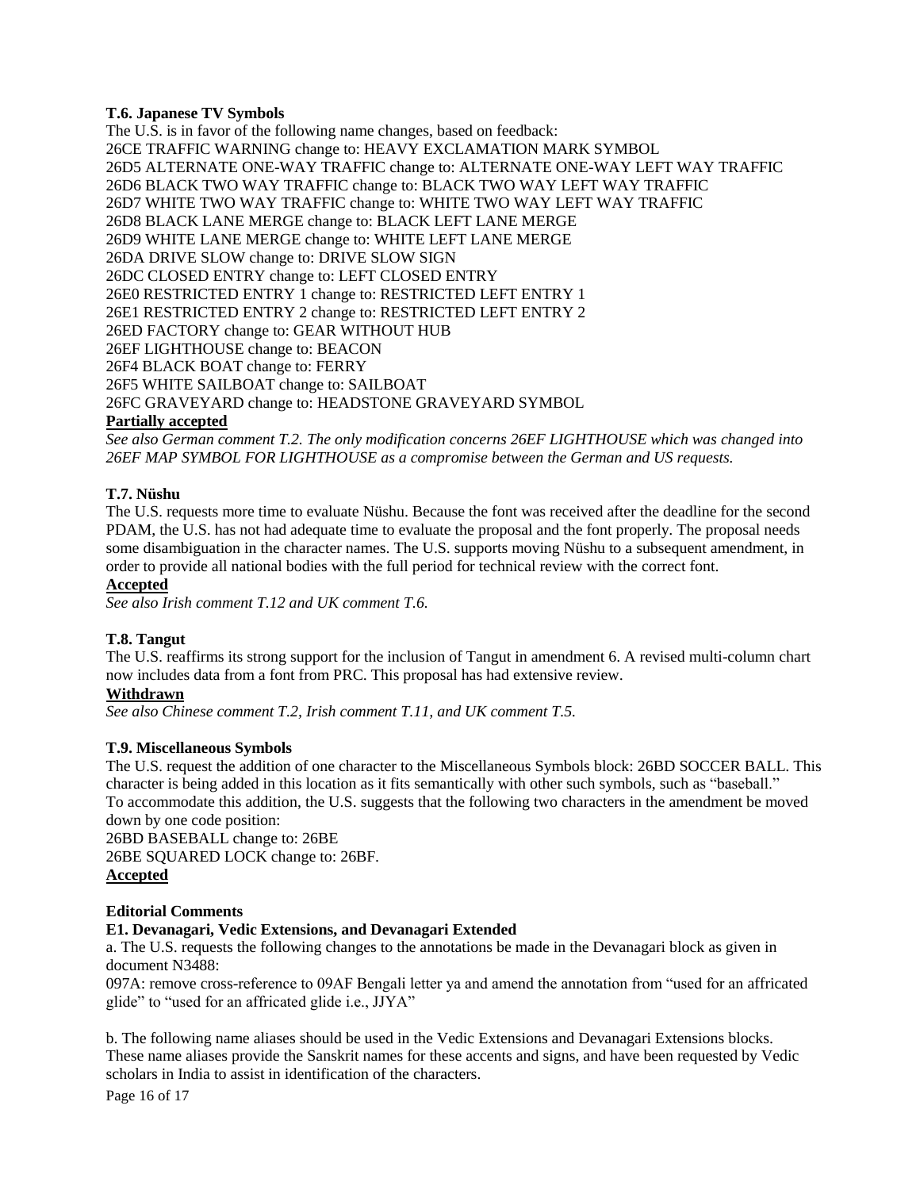**T.6. Japanese TV Symbols**

The U.S. is in favor of the following name changes, based on feedback:
26CE TRAFFIC WARNING change to: HEAVY EXCLAMATION MARK SYMBOL
26D5 ALTERNATE ONE-WAY TRAFFIC change to: ALTERNATE ONE-WAY LEFT WAY TRAFFIC
26D6 BLACK TWO WAY TRAFFIC change to: BLACK TWO WAY LEFT WAY TRAFFIC
26D7 WHITE TWO WAY TRAFFIC change to: WHITE TWO WAY LEFT WAY TRAFFIC
26D8 BLACK LANE MERGE change to: BLACK LEFT LANE MERGE
26D9 WHITE LANE MERGE change to: WHITE LEFT LANE MERGE
26DA DRIVE SLOW change to: DRIVE SLOW SIGN
26DC CLOSED ENTRY change to: LEFT CLOSED ENTRY
26E0 RESTRICTED ENTRY 1 change to: RESTRICTED LEFT ENTRY 1
26E1 RESTRICTED ENTRY 2 change to: RESTRICTED LEFT ENTRY 2
26ED FACTORY change to: GEAR WITHOUT HUB
26EF LIGHTHOUSE change to: BEACON
26F4 BLACK BOAT change to: FERRY
26F5 WHITE SAILBOAT change to: SAILBOAT
26FC GRAVEYARD change to: HEADSTONE GRAVEYARD SYMBOL

**Partially accepted**

*See also German comment T.2. The only modification concerns 26EF LIGHTHOUSE which was changed into 26EF MAP SYMBOL FOR LIGHTHOUSE as a compromise between the German and US requests.*

**T.7. Nüshu**

The U.S. requests more time to evaluate Nüshu. Because the font was received after the deadline for the second PDAM, the U.S. has not had adequate time to evaluate the proposal and the font properly. The proposal needs some disambiguation in the character names. The U.S. supports moving Nüshu to a subsequent amendment, in order to provide all national bodies with the full period for technical review with the correct font.

**Accepted**

*See also Irish comment T.12 and UK comment T.6.*

**T.8. Tangut**

The U.S. reaffirms its strong support for the inclusion of Tangut in amendment 6. A revised multi-column chart now includes data from a font from PRC. This proposal has had extensive review.

**Withdrawn**

*See also Chinese comment T.2, Irish comment T.11, and UK comment T.5.*

**T.9. Miscellaneous Symbols**

The U.S. request the addition of one character to the Miscellaneous Symbols block: 26BD SOCCER BALL. This character is being added in this location as it fits semantically with other such symbols, such as "baseball." To accommodate this addition, the U.S. suggests that the following two characters in the amendment be moved down by one code position:
26BD BASEBALL change to: 26BE
26BE SQUARED LOCK change to: 26BF.

**Accepted**

**Editorial Comments**

**E1. Devanagari, Vedic Extensions, and Devanagari Extended**

a. The U.S. requests the following changes to the annotations be made in the Devanagari block as given in document N3488:

097A: remove cross-reference to 09AF Bengali letter ya and amend the annotation from "used for an affricated glide" to "used for an affricated glide i.e., JJYA"

b. The following name aliases should be used in the Vedic Extensions and Devanagari Extensions blocks. These name aliases provide the Sanskrit names for these accents and signs, and have been requested by Vedic scholars in India to assist in identification of the characters.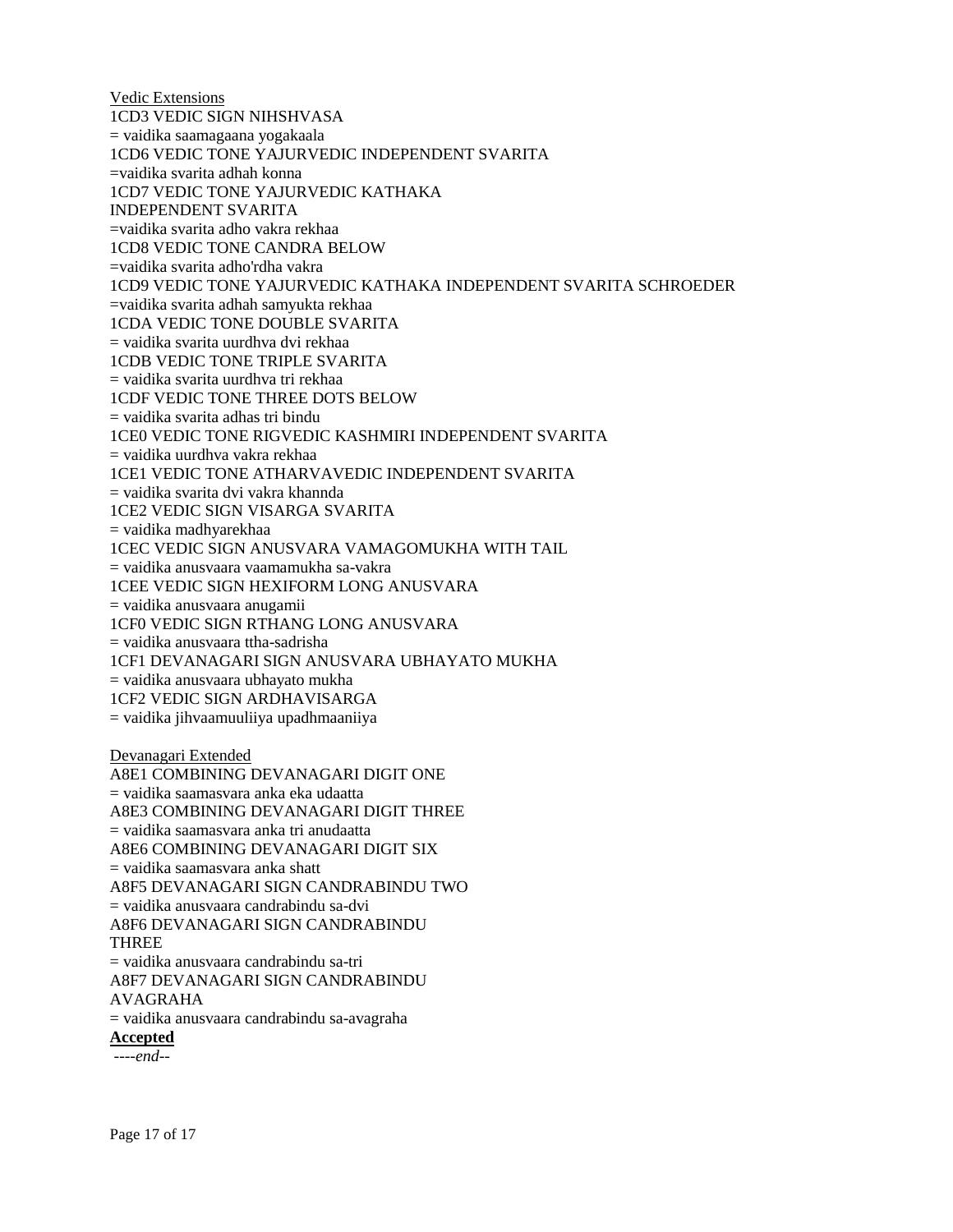Vedic Extensions

1CD3 VEDIC SIGN NIHSHVASA
= vaidika saamagaana yogakaala
1CD6 VEDIC TONE YAJURVEDIC INDEPENDENT SVARITA
=vaidika svarita adhah konna
1CD7 VEDIC TONE YAJURVEDIC KATHAKA
INDEPENDENT SVARITA
=vaidika svarita adho vakra rekhaa
1CD8 VEDIC TONE CANDRA BELOW
=vaidika svarita adho'rdha vakra
1CD9 VEDIC TONE YAJURVEDIC KATHAKA INDEPENDENT SVARITA SCHROEDER
=vaidika svarita adhah samyukta rekhaa
1CDA VEDIC TONE DOUBLE SVARITA
= vaidika svarita uurdhva dvi rekhaa
1CDB VEDIC TONE TRIPLE SVARITA
= vaidika svarita uurdhva tri rekhaa
1CDF VEDIC TONE THREE DOTS BELOW
= vaidika svarita adhas tri bindu
1CE0 VEDIC TONE RIGVEDIC KASHMIRI INDEPENDENT SVARITA
= vaidika uurdhva vakra rekhaa
1CE1 VEDIC TONE ATHARVAVEDIC INDEPENDENT SVARITA
= vaidika svarita dvi vakra khannda
1CE2 VEDIC SIGN VISARGA SVARITA
= vaidika madhyarekhaa
1CEC VEDIC SIGN ANUSVARA VAMAGOMUKHA WITH TAIL
= vaidika anusvaara vaamamukha sa-vakra
1CEE VEDIC SIGN HEXIFORM LONG ANUSVARA
= vaidika anusvaara anugamii
1CF0 VEDIC SIGN RTHANG LONG ANUSVARA
= vaidika anusvaara ttha-sadrisha
1CF1 DEVANAGARI SIGN ANUSVARA UBHAYATO MUKHA
= vaidika anusvaara ubhayato mukha
1CF2 VEDIC SIGN ARDHAVISARGA
= vaidika jihvaamuuliiya upadhmaaniiya

Devanagari Extended

A8E1 COMBINING DEVANAGARI DIGIT ONE
= vaidika saamasvara anka eka udaatta
A8E3 COMBINING DEVANAGARI DIGIT THREE
= vaidika saamasvara anka tri anudaatta
A8E6 COMBINING DEVANAGARI DIGIT SIX
= vaidika saamasvara anka shatt
A8F5 DEVANAGARI SIGN CANDRABINDU TWO
= vaidika anusvaara candrabindu sa-dvi
A8F6 DEVANAGARI SIGN CANDRABINDU
THREE
= vaidika anusvaara candrabindu sa-tri
A8F7 DEVANAGARI SIGN CANDRABINDU
AVAGRAHA
= vaidika anusvaara candrabindu sa-avagraha

**Accepted**

*----end--*